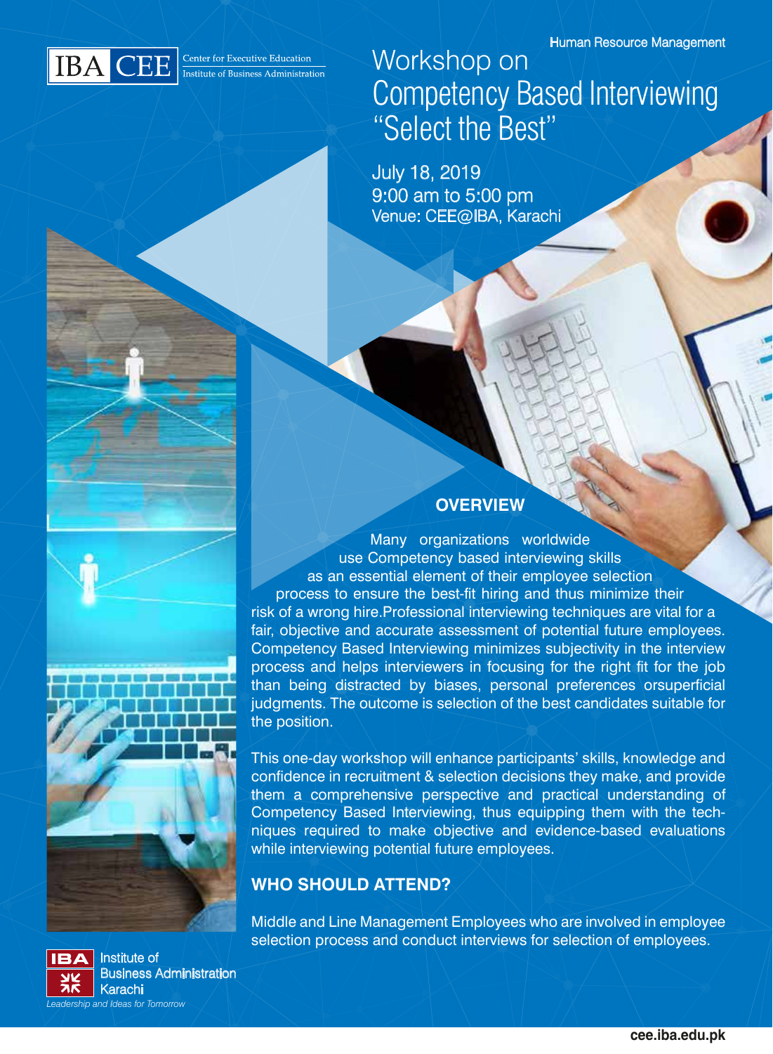IBA CEE Center for Executive Education
Institute of Business Administration

Human Resource Management

# Workshop on Competency Based Interviewing "Select the Best"

July 18, 2019
9:00 am to 5:00 pm
Venue: CEE@IBA, Karachi

## OVERVIEW

Many organizations worldwide use Competency based interviewing skills as an essential element of their employee selection process to ensure the best-fit hiring and thus minimize their risk of a wrong hire.Professional interviewing techniques are vital for a fair, objective and accurate assessment of potential future employees. Competency Based Interviewing minimizes subjectivity in the interview process and helps interviewers in focusing for the right fit for the job than being distracted by biases, personal preferences orsuperficial judgments. The outcome is selection of the best candidates suitable for the position.

This one-day workshop will enhance participants' skills, knowledge and confidence in recruitment & selection decisions they make, and provide them a comprehensive perspective and practical understanding of Competency Based Interviewing, thus equipping them with the techniques required to make objective and evidence-based evaluations while interviewing potential future employees.

## WHO SHOULD ATTEND?

Middle and Line Management Employees who are involved in employee selection process and conduct interviews for selection of employees.

IBA Institute of Business Administration Karachi
*Leadership and Ideas for Tomorrow*

cee.iba.edu.pk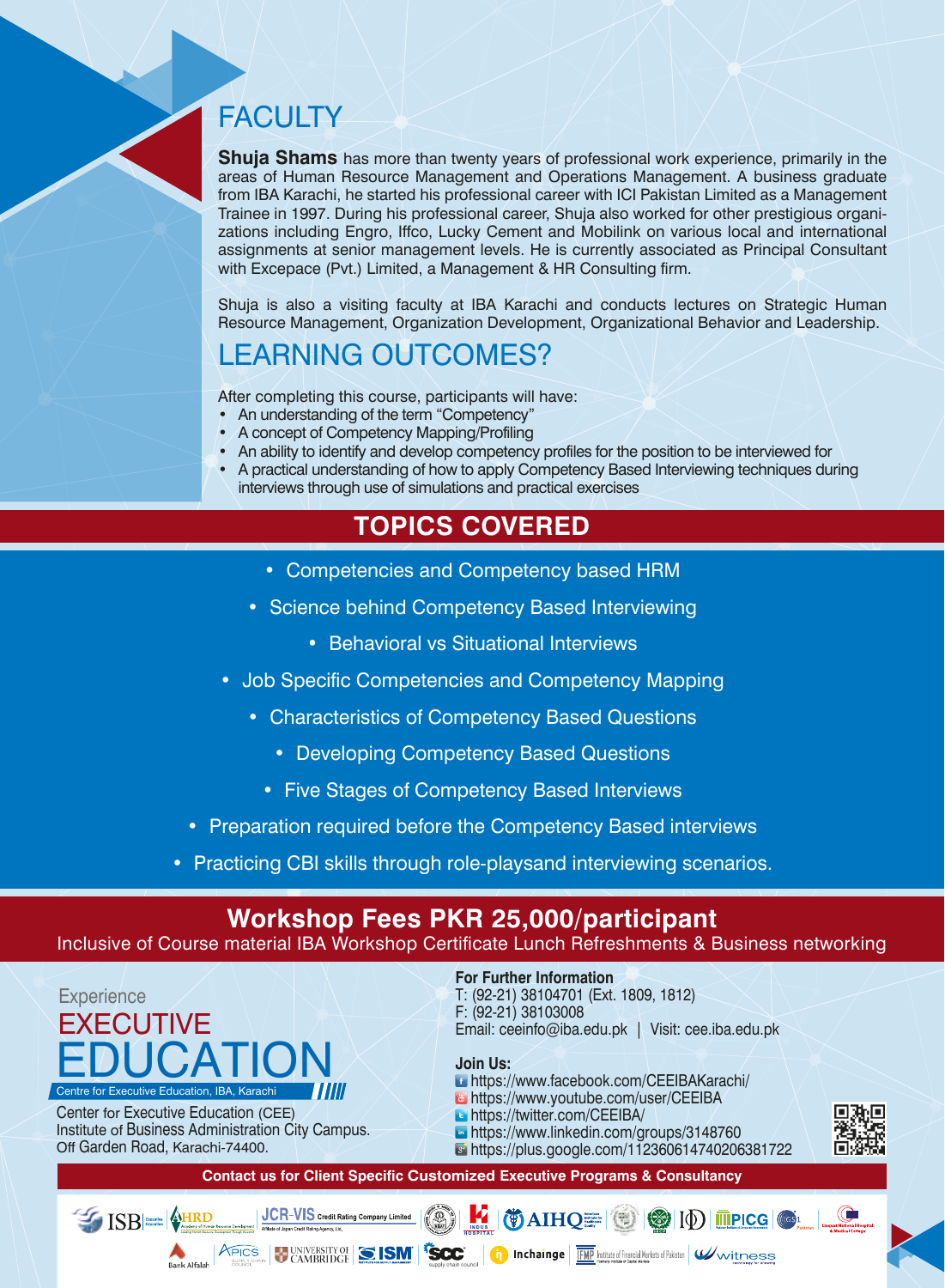## FACULTY

**Shuja Shams** has more than twenty years of professional work experience, primarily in the areas of Human Resource Management and Operations Management. A business graduate from IBA Karachi, he started his professional career with ICI Pakistan Limited as a Management Trainee in 1997. During his professional career, Shuja also worked for other prestigious organizations including Engro, Iffco, Lucky Cement and Mobilink on various local and international assignments at senior management levels. He is currently associated as Principal Consultant with Excepace (Pvt.) Limited, a Management & HR Consulting firm.

Shuja is also a visiting faculty at IBA Karachi and conducts lectures on Strategic Human Resource Management, Organization Development, Organizational Behavior and Leadership.

## LEARNING OUTCOMES?

After completing this course, participants will have:

- An understanding of the term "Competency"
- A concept of Competency Mapping/Profiling
- An ability to identify and develop competency profiles for the position to be interviewed for
- A practical understanding of how to apply Competency Based Interviewing techniques during interviews through use of simulations and practical exercises

## TOPICS COVERED

- Competencies and Competency based HRM
- Science behind Competency Based Interviewing
- Behavioral vs Situational Interviews
- Job Specific Competencies and Competency Mapping
- Characteristics of Competency Based Questions
- Developing Competency Based Questions
- Five Stages of Competency Based Interviews
- Preparation required before the Competency Based interviews
- Practicing CBI skills through role-playsand interviewing scenarios.

## Workshop Fees PKR 25,000/participant

Inclusive of Course material IBA Workshop Certificate Lunch Refreshments & Business networking

Experience
EXECUTIVE
EDUCATION
Centre for Executive Education, IBA, Karachi

Center for Executive Education (CEE)
Institute of Business Administration City Campus.
Off Garden Road, Karachi-74400.

**For Further Information**
T: (92-21) 38104701 (Ext. 1809, 1812)
F: (92-21) 38103008
Email: ceeinfo@iba.edu.pk | Visit: cee.iba.edu.pk

**Join Us:**
https://www.facebook.com/CEEIBAKarachi/
https://www.youtube.com/user/CEEIBA
https://twitter.com/CEEIBA/
https://www.linkedin.com/groups/3148760
https://plus.google.com/112360614740206381722

**Contact us for Client Specific Customized Executive Programs & Consultancy**